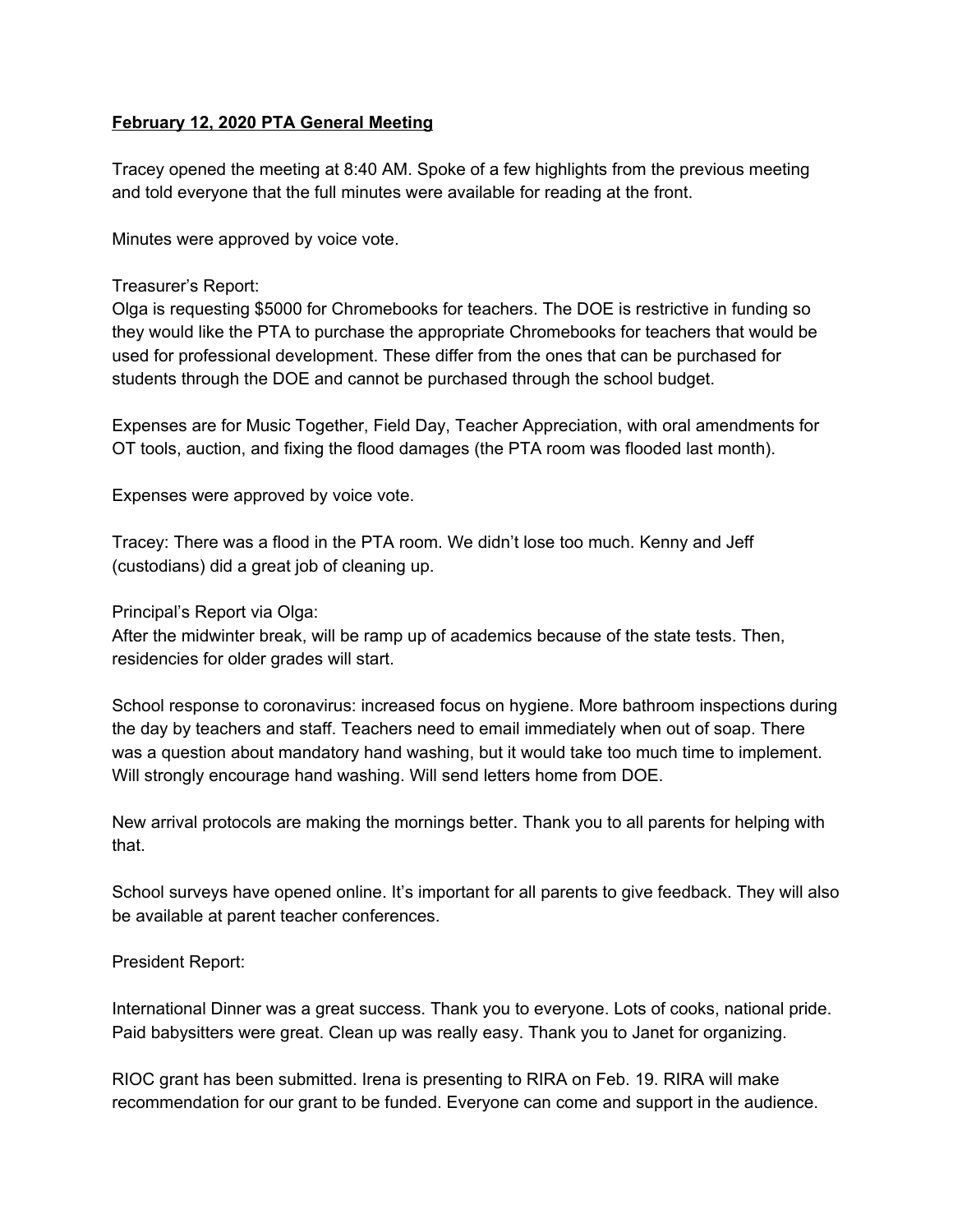**February 12, 2020 PTA General Meeting**

Tracey opened the meeting at 8:40 AM. Spoke of a few highlights from the previous meeting and told everyone that the full minutes were available for reading at the front.

Minutes were approved by voice vote.

Treasurer's Report:
Olga is requesting $5000 for Chromebooks for teachers. The DOE is restrictive in funding so they would like the PTA to purchase the appropriate Chromebooks for teachers that would be used for professional development. These differ from the ones that can be purchased for students through the DOE and cannot be purchased through the school budget.

Expenses are for Music Together, Field Day, Teacher Appreciation, with oral amendments for OT tools, auction, and fixing the flood damages (the PTA room was flooded last month).

Expenses were approved by voice vote.

Tracey: There was a flood in the PTA room. We didn't lose too much. Kenny and Jeff (custodians) did a great job of cleaning up.

Principal's Report via Olga:
After the midwinter break, will be ramp up of academics because of the state tests. Then, residencies for older grades will start.

School response to coronavirus: increased focus on hygiene. More bathroom inspections during the day by teachers and staff. Teachers need to email immediately when out of soap. There was a question about mandatory hand washing, but it would take too much time to implement. Will strongly encourage hand washing. Will send letters home from DOE.

New arrival protocols are making the mornings better. Thank you to all parents for helping with that.

School surveys have opened online. It's important for all parents to give feedback. They will also be available at parent teacher conferences.

President Report:

International Dinner was a great success. Thank you to everyone. Lots of cooks, national pride. Paid babysitters were great. Clean up was really easy. Thank you to Janet for organizing.

RIOC grant has been submitted. Irena is presenting to RIRA on Feb. 19. RIRA will make recommendation for our grant to be funded. Everyone can come and support in the audience.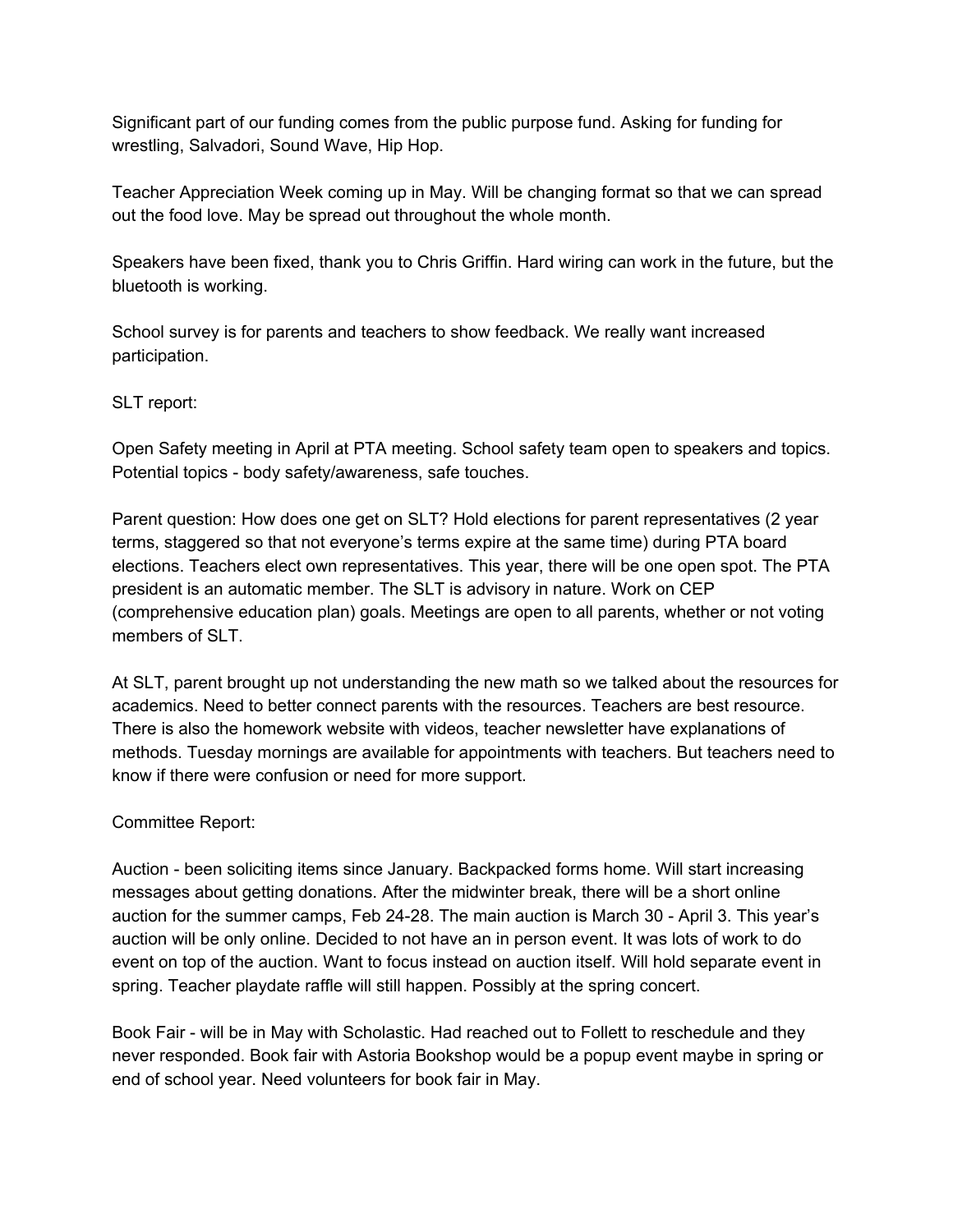Significant part of our funding comes from the public purpose fund. Asking for funding for wrestling, Salvadori, Sound Wave, Hip Hop.

Teacher Appreciation Week coming up in May. Will be changing format so that we can spread out the food love. May be spread out throughout the whole month.

Speakers have been fixed, thank you to Chris Griffin. Hard wiring can work in the future, but the bluetooth is working.

School survey is for parents and teachers to show feedback. We really want increased participation.

SLT report:

Open Safety meeting in April at PTA meeting. School safety team open to speakers and topics. Potential topics - body safety/awareness, safe touches.

Parent question: How does one get on SLT? Hold elections for parent representatives (2 year terms, staggered so that not everyone's terms expire at the same time) during PTA board elections. Teachers elect own representatives. This year, there will be one open spot. The PTA president is an automatic member. The SLT is advisory in nature. Work on CEP (comprehensive education plan) goals. Meetings are open to all parents, whether or not voting members of SLT.

At SLT, parent brought up not understanding the new math so we talked about the resources for academics. Need to better connect parents with the resources. Teachers are best resource. There is also the homework website with videos, teacher newsletter have explanations of methods. Tuesday mornings are available for appointments with teachers. But teachers need to know if there were confusion or need for more support.

Committee Report:

Auction - been soliciting items since January. Backpacked forms home. Will start increasing messages about getting donations. After the midwinter break, there will be a short online auction for the summer camps, Feb 24-28. The main auction is March 30 - April 3. This year's auction will be only online. Decided to not have an in person event. It was lots of work to do event on top of the auction. Want to focus instead on auction itself. Will hold separate event in spring. Teacher playdate raffle will still happen. Possibly at the spring concert.

Book Fair - will be in May with Scholastic. Had reached out to Follett to reschedule and they never responded. Book fair with Astoria Bookshop would be a popup event maybe in spring or end of school year. Need volunteers for book fair in May.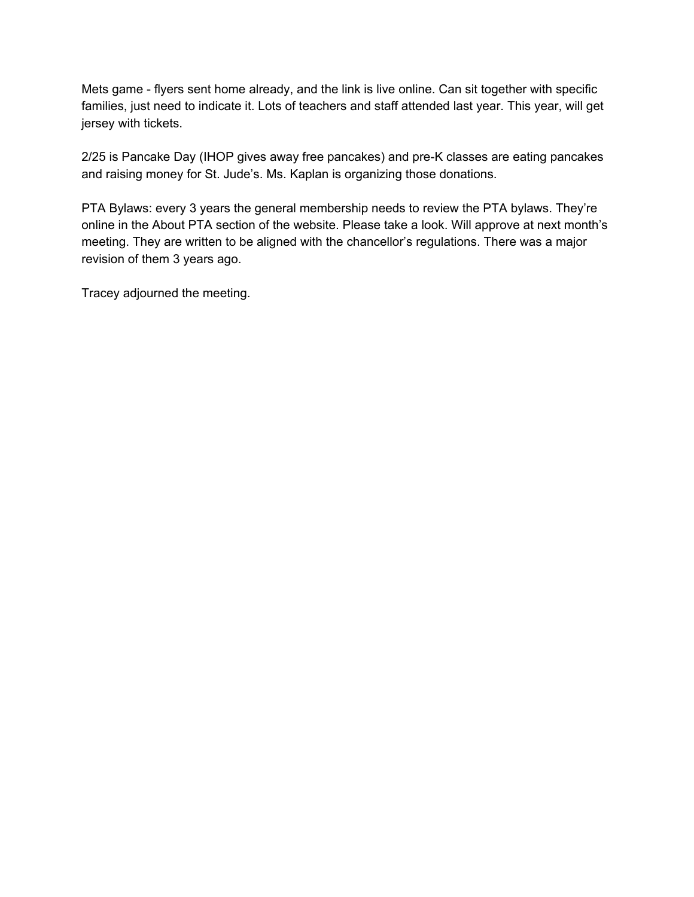Mets game - flyers sent home already, and the link is live online. Can sit together with specific families, just need to indicate it. Lots of teachers and staff attended last year. This year, will get jersey with tickets.

2/25 is Pancake Day (IHOP gives away free pancakes) and pre-K classes are eating pancakes and raising money for St. Jude's. Ms. Kaplan is organizing those donations.

PTA Bylaws: every 3 years the general membership needs to review the PTA bylaws. They're online in the About PTA section of the website. Please take a look. Will approve at next month's meeting. They are written to be aligned with the chancellor's regulations. There was a major revision of them 3 years ago.

Tracey adjourned the meeting.